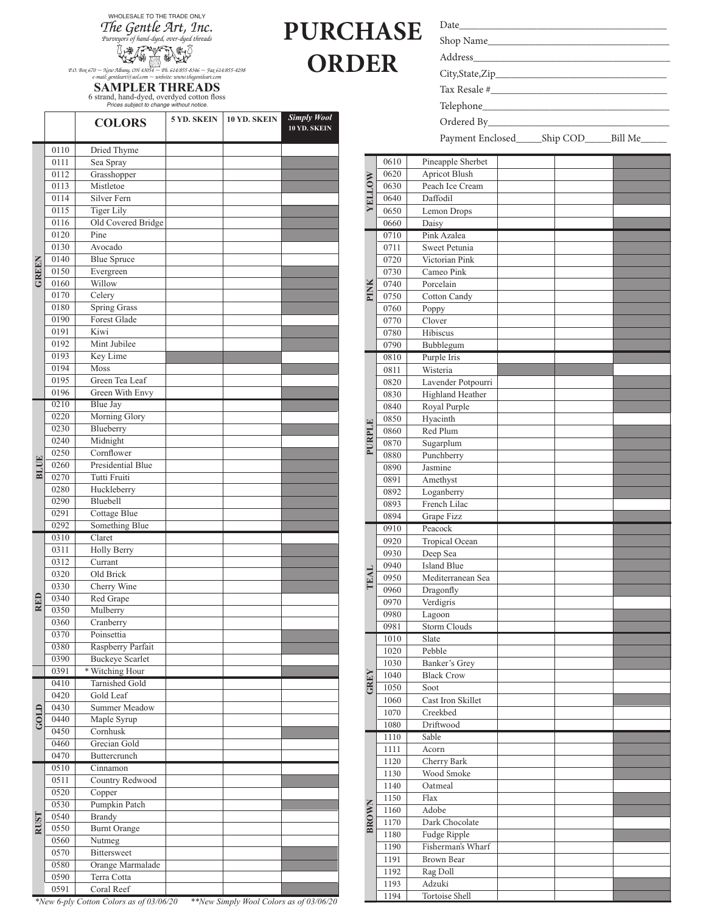WHOLESALE TO THE TRADE ONLY

# The Gentle Art, Inc.

*Purveyors of hand-dyed, over-dyed threads*

*P.O. Box 670 ~ New Albany, OH 43054 ~ Ph. 614/855-8346 ~ Fax 614/855-4298*
*e-mail: gentleart@aol.com ~ website: www.thegentleart.com*

## SAMPLER THREADS

6 strand, hand-dyed, overdyed cotton floss

*Prices subject to change without notice.*

# PURCHASE ORDER

Date________________________________________

Shop Name___________________________________

Address_____________________________________

City,State,Zip______________________________

Tax Resale #________________________________

Telephone___________________________________

Ordered By__________________________________

Payment Enclosed_____Ship COD_____Bill Me_____

| | | COLORS | 5 YD. SKEIN | 10 YD. SKEIN | *Simply Wool* 10 YD. SKEIN |
|---|---|---|---|---|---|
| GREEN | 0110 | Dried Thyme | | | |
| | 0111 | Sea Spray | | | |
| | 0112 | Grasshopper | | | |
| | 0113 | Mistletoe | | | |
| | 0114 | Silver Fern | | | |
| | 0115 | Tiger Lily | | | |
| | 0116 | Old Covered Bridge | | | |
| | 0120 | Pine | | | |
| | 0130 | Avocado | | | |
| | 0140 | Blue Spruce | | | |
| | 0150 | Evergreen | | | |
| | 0160 | Willow | | | |
| | 0170 | Celery | | | |
| | 0180 | Spring Grass | | | |
| | 0190 | Forest Glade | | | |
| | 0191 | Kiwi | | | |
| | 0192 | Mint Jubilee | | | |
| | 0193 | Key Lime | | | |
| | 0194 | Moss | | | |
| | 0195 | Green Tea Leaf | | | |
| | 0196 | Green With Envy | | | |
| BLUE | 0210 | Blue Jay | | | |
| | 0220 | Morning Glory | | | |
| | 0230 | Blueberry | | | |
| | 0240 | Midnight | | | |
| | 0250 | Cornflower | | | |
| | 0260 | Presidential Blue | | | |
| | 0270 | Tutti Fruiti | | | |
| | 0280 | Huckleberry | | | |
| | 0290 | Bluebell | | | |
| | 0291 | Cottage Blue | | | |
| | 0292 | Something Blue | | | |
| RED | 0310 | Claret | | | |
| | 0311 | Holly Berry | | | |
| | 0312 | Currant | | | |
| | 0320 | Old Brick | | | |
| | 0330 | Cherry Wine | | | |
| | 0340 | Red Grape | | | |
| | 0350 | Mulberry | | | |
| | 0360 | Cranberry | | | |
| | 0370 | Poinsettia | | | |
| | 0380 | Raspberry Parfait | | | |
| | 0390 | Buckeye Scarlet | | | |
| | 0391 | * Witching Hour | | | |
| GOLD | 0410 | Tarnished Gold | | | |
| | 0420 | Gold Leaf | | | |
| | 0430 | Summer Meadow | | | |
| | 0440 | Maple Syrup | | | |
| | 0450 | Cornhusk | | | |
| | 0460 | Grecian Gold | | | |
| | 0470 | Buttercrunch | | | |
| RUST | 0510 | Cinnamon | | | |
| | 0511 | Country Redwood | | | |
| | 0520 | Copper | | | |
| | 0530 | Pumpkin Patch | | | |
| | 0540 | Brandy | | | |
| | 0550 | Burnt Orange | | | |
| | 0560 | Nutmeg | | | |
| | 0570 | Bittersweet | | | |
| | 0580 | Orange Marmalade | | | |
| | 0590 | Terra Cotta | | | |
| | 0591 | Coral Reef | | | |
| YELLOW | 0610 | Pineapple Sherbet | | | |
| | 0620 | Apricot Blush | | | |
| | 0630 | Peach Ice Cream | | | |
| | 0640 | Daffodil | | | |
| | 0650 | Lemon Drops | | | |
| | 0660 | Daisy | | | |
| PINK | 0710 | Pink Azalea | | | |
| | 0711 | Sweet Petunia | | | |
| | 0720 | Victorian Pink | | | |
| | 0730 | Cameo Pink | | | |
| | 0740 | Porcelain | | | |
| | 0750 | Cotton Candy | | | |
| | 0760 | Poppy | | | |
| | 0770 | Clover | | | |
| | 0780 | Hibiscus | | | |
| | 0790 | Bubblegum | | | |
| PURPLE | 0810 | Purple Iris | | | |
| | 0811 | Wisteria | | | |
| | 0820 | Lavender Potpourri | | | |
| | 0830 | Highland Heather | | | |
| | 0840 | Royal Purple | | | |
| | 0850 | Hyacinth | | | |
| | 0860 | Red Plum | | | |
| | 0870 | Sugarplum | | | |
| | 0880 | Punchberry | | | |
| | 0890 | Jasmine | | | |
| | 0891 | Amethyst | | | |
| | 0892 | Loganberry | | | |
| | 0893 | French Lilac | | | |
| | 0894 | Grape Fizz | | | |
| TEAL | 0910 | Peacock | | | |
| | 0920 | Tropical Ocean | | | |
| | 0930 | Deep Sea | | | |
| | 0940 | Island Blue | | | |
| | 0950 | Mediterranean Sea | | | |
| | 0960 | Dragonfly | | | |
| | 0970 | Verdigris | | | |
| | 0980 | Lagoon | | | |
| | 0981 | Storm Clouds | | | |
| GREY | 1010 | Slate | | | |
| | 1020 | Pebble | | | |
| | 1030 | Banker's Grey | | | |
| | 1040 | Black Crow | | | |
| | 1050 | Soot | | | |
| | 1060 | Cast Iron Skillet | | | |
| | 1070 | Creekbed | | | |
| | 1080 | Driftwood | | | |
| BROWN | 1110 | Sable | | | |
| | 1111 | Acorn | | | |
| | 1120 | Cherry Bark | | | |
| | 1130 | Wood Smoke | | | |
| | 1140 | Oatmeal | | | |
| | 1150 | Flax | | | |
| | 1160 | Adobe | | | |
| | 1170 | Dark Chocolate | | | |
| | 1180 | Fudge Ripple | | | |
| | 1190 | Fisherman's Wharf | | | |
| | 1191 | Brown Bear | | | |
| | 1192 | Rag Doll | | | |
| | 1193 | Adzuki | | | |
| | 1194 | Tortoise Shell | | | |

*\*New 6-ply Cotton Colors as of 03/06/20   \*\*New Simply Wool Colors as of 03/06/20*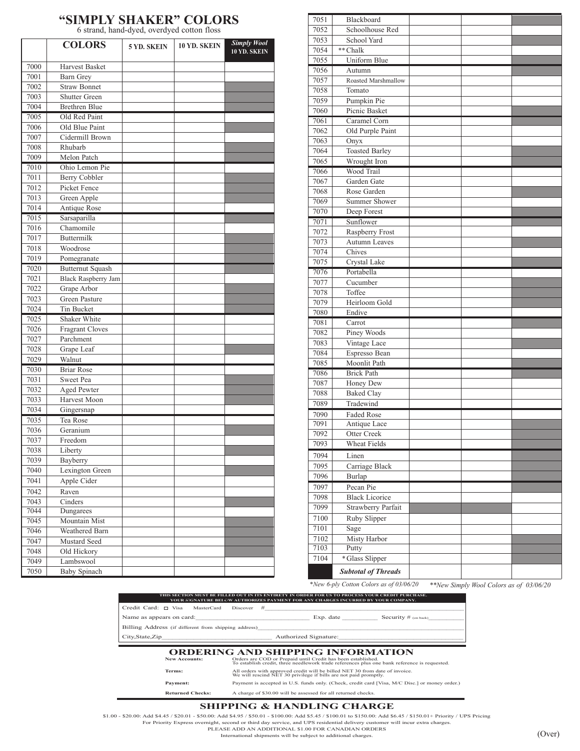# "SIMPLY SHAKER" COLORS

6 strand, hand-dyed, overdyed cotton floss

| | COLORS | 5 YD. SKEIN | 10 YD. SKEIN | *Simply Wool* 10 YD. SKEIN |
|---|---|---|---|---|
| 7000 | Harvest Basket | | | |
| 7001 | Barn Grey | | | |
| 7002 | Straw Bonnet | | | |
| 7003 | Shutter Green | | | |
| 7004 | Brethren Blue | | | |
| 7005 | Old Red Paint | | | |
| 7006 | Old Blue Paint | | | |
| 7007 | Cidermill Brown | | | |
| 7008 | Rhubarb | | | |
| 7009 | Melon Patch | | | |
| 7010 | Ohio Lemon Pie | | | |
| 7011 | Berry Cobbler | | | |
| 7012 | Picket Fence | | | |
| 7013 | Green Apple | | | |
| 7014 | Antique Rose | | | |
| 7015 | Sarsaparilla | | | |
| 7016 | Chamomile | | | |
| 7017 | Buttermilk | | | |
| 7018 | Woodrose | | | |
| 7019 | Pomegranate | | | |
| 7020 | Butternut Squash | | | |
| 7021 | Black Raspberry Jam | | | |
| 7022 | Grape Arbor | | | |
| 7023 | Green Pasture | | | |
| 7024 | Tin Bucket | | | |
| 7025 | Shaker White | | | |
| 7026 | Fragrant Cloves | | | |
| 7027 | Parchment | | | |
| 7028 | Grape Leaf | | | |
| 7029 | Walnut | | | |
| 7030 | Briar Rose | | | |
| 7031 | Sweet Pea | | | |
| 7032 | Aged Pewter | | | |
| 7033 | Harvest Moon | | | |
| 7034 | Gingersnap | | | |
| 7035 | Tea Rose | | | |
| 7036 | Geranium | | | |
| 7037 | Freedom | | | |
| 7038 | Liberty | | | |
| 7039 | Bayberry | | | |
| 7040 | Lexington Green | | | |
| 7041 | Apple Cider | | | |
| 7042 | Raven | | | |
| 7043 | Cinders | | | |
| 7044 | Dungarees | | | |
| 7045 | Mountain Mist | | | |
| 7046 | Weathered Barn | | | |
| 7047 | Mustard Seed | | | |
| 7048 | Old Hickory | | | |
| 7049 | Lambswool | | | |
| 7050 | Baby Spinach | | | |
| 7051 | Blackboard | | | |
| 7052 | Schoolhouse Red | | | |
| 7053 | School Yard | | | |
| 7054 | ** Chalk | | | |
| 7055 | Uniform Blue | | | |
| 7056 | Autumn | | | |
| 7057 | Roasted Marshmallow | | | |
| 7058 | Tomato | | | |
| 7059 | Pumpkin Pie | | | |
| 7060 | Picnic Basket | | | |
| 7061 | Caramel Corn | | | |
| 7062 | Old Purple Paint | | | |
| 7063 | Onyx | | | |
| 7064 | Toasted Barley | | | |
| 7065 | Wrought Iron | | | |
| 7066 | Wood Trail | | | |
| 7067 | Garden Gate | | | |
| 7068 | Rose Garden | | | |
| 7069 | Summer Shower | | | |
| 7070 | Deep Forest | | | |
| 7071 | Sunflower | | | |
| 7072 | Raspberry Frost | | | |
| 7073 | Autumn Leaves | | | |
| 7074 | Chives | | | |
| 7075 | Crystal Lake | | | |
| 7076 | Portabella | | | |
| 7077 | Cucumber | | | |
| 7078 | Toffee | | | |
| 7079 | Heirloom Gold | | | |
| 7080 | Endive | | | |
| 7081 | Carrot | | | |
| 7082 | Piney Woods | | | |
| 7083 | Vintage Lace | | | |
| 7084 | Espresso Bean | | | |
| 7085 | Moonlit Path | | | |
| 7086 | Brick Path | | | |
| 7087 | Honey Dew | | | |
| 7088 | Baked Clay | | | |
| 7089 | Tradewind | | | |
| 7090 | Faded Rose | | | |
| 7091 | Antique Lace | | | |
| 7092 | Otter Creek | | | |
| 7093 | Wheat Fields | | | |
| 7094 | Linen | | | |
| 7095 | Carriage Black | | | |
| 7096 | Burlap | | | |
| 7097 | Pecan Pie | | | |
| 7098 | Black Licorice | | | |
| 7099 | Strawberry Parfait | | | |
| 7100 | Ruby Slipper | | | |
| 7101 | Sage | | | |
| 7102 | Misty Harbor | | | |
| 7103 | Putty | | | |
| 7104 | * Glass Slipper | | | |
| | ***Subtotal of Threads*** | | | |

*\*New 6-ply Cotton Colors as of 03/06/20* *\*\*New Simply Wool Colors as of 03/06/20*

**THIS SECTION MUST BE FILLED OUT IN ITS ENTIRETY IN ORDER FOR US TO PROCESS YOUR CREDIT PURCHASE. YOUR SIGNATURE BELOW AUTHORIZES PAYMENT FOR ANY CHARGES INCURRED BY YOUR COMPANY.**

Credit Card: ☐ Visa MasterCard Discover #\_\_\_\_\_\_\_\_\_\_\_\_\_\_\_\_\_\_\_\_\_\_\_\_\_\_\_\_\_\_\_\_\_\_\_\_\_\_

Name as appears on card:\_\_\_\_\_\_\_\_\_\_\_\_\_\_\_\_\_\_\_\_\_\_\_\_\_ Exp. date \_\_\_\_\_\_\_\_\_\_ Security # (on back)\_\_\_\_\_\_\_\_\_\_\_

Billing Address (if different from shipping address)\_\_\_\_\_\_\_\_\_\_\_\_\_\_\_\_\_\_\_\_\_\_\_\_\_\_\_\_\_\_\_\_\_\_\_\_\_\_

City,State,Zip\_\_\_\_\_\_\_\_\_\_\_\_\_\_\_\_\_\_\_\_\_\_\_\_\_\_\_\_\_\_\_ Authorized Signature:\_\_\_\_\_\_\_\_\_\_\_\_\_\_\_\_\_\_\_\_\_\_\_\_\_\_\_\_\_\_\_

## ORDERING AND SHIPPING INFORMATION

**New Accounts:** Orders are COD or Prepaid until Credit has been established. To establish credit, three needlework trade references plus one bank reference is requested.

**Terms:** All orders with approved credit will be billed NET 30 from date of invoice. We will rescind NET 30 privilege if bills are not paid promptly.

**Payment:** Payment is accepted in U.S. funds only. (Check, credit card [Visa, M/C Disc.] or money order.)

**Returned Checks:** A charge of $30.00 will be assessed for all returned checks.

## SHIPPING & HANDLING CHARGE

$1.00 - $20.00: Add $4.45 / $20.01 - $50.00: Add $4.95 / $50.01 - $100.00: Add $5.45 / $100.01 to $150.00: Add $6.45 / $150.01+ Priority / UPS Pricing

For Priority Express overnight, second or third day service, and UPS residential delivery customer will incur extra charges.

PLEASE ADD AN ADDITIONAL $1.00 FOR CANADIAN ORDERS

International shipments will be subject to additional charges.

(Over)